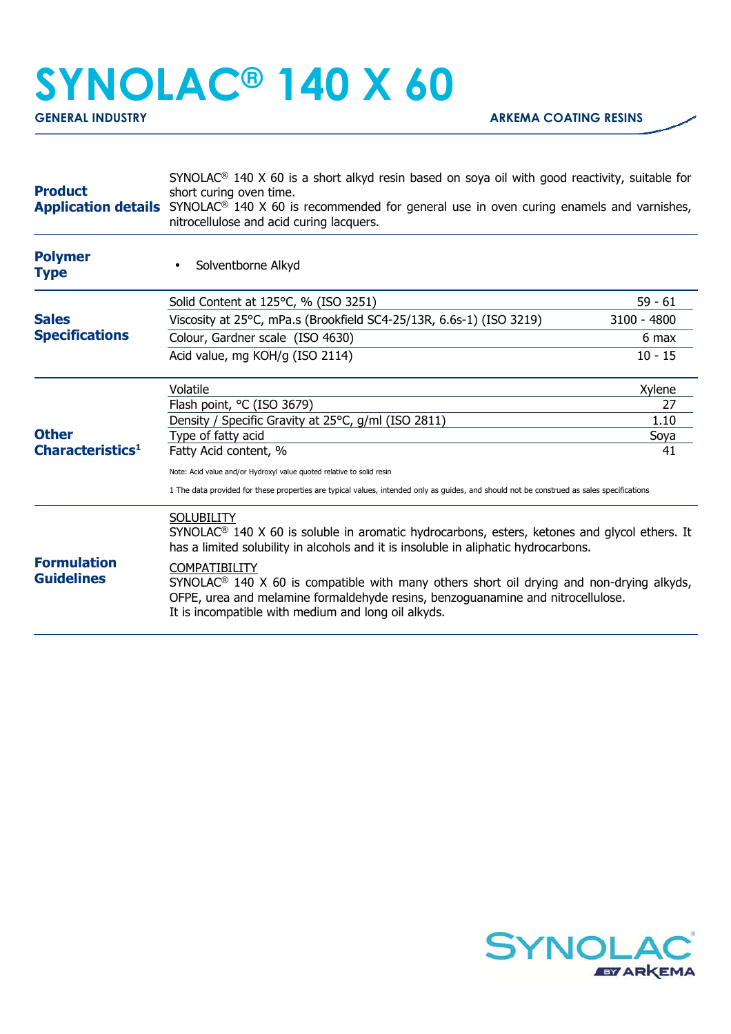# SYNOLAC® 140 X 60

**GENERAL INDUSTRY** — **ARKEMA COATING RESINS**

## Product Application details

SYNOLAC® 140 X 60 is a short alkyd resin based on soya oil with good reactivity, suitable for short curing oven time.
SYNOLAC® 140 X 60 is recommended for general use in oven curing enamels and varnishes, nitrocellulose and acid curing lacquers.

## Polymer Type

- Solventborne Alkyd

## Sales Specifications

| Property | Value |
|---|---|
| Solid Content at 125°C, % (ISO 3251) | 59 - 61 |
| Viscosity at 25°C, mPa.s (Brookfield SC4-25/13R, 6.6s-1) (ISO 3219) | 3100 - 4800 |
| Colour, Gardner scale (ISO 4630) | 6 max |
| Acid value, mg KOH/g (ISO 2114) | 10 - 15 |

## Other Characteristics[1]

| Property | Value |
|---|---|
| Volatile | Xylene |
| Flash point, °C (ISO 3679) | 27 |
| Density / Specific Gravity at 25°C, g/ml (ISO 2811) | 1.10 |
| Type of fatty acid | Soya |
| Fatty Acid content, % | 41 |

Note: Acid value and/or Hydroxyl value quoted relative to solid resin

1 The data provided for these properties are typical values, intended only as guides, and should not be construed as sales specifications

## Formulation Guidelines

SOLUBILITY
SYNOLAC® 140 X 60 is soluble in aromatic hydrocarbons, esters, ketones and glycol ethers. It has a limited solubility in alcohols and it is insoluble in aliphatic hydrocarbons.

COMPATIBILITY
SYNOLAC® 140 X 60 is compatible with many others short oil drying and non-drying alkyds, OFPE, urea and melamine formaldehyde resins, benzoguanamine and nitrocellulose.
It is incompatible with medium and long oil alkyds.

SYNOLAC BY ARKEMA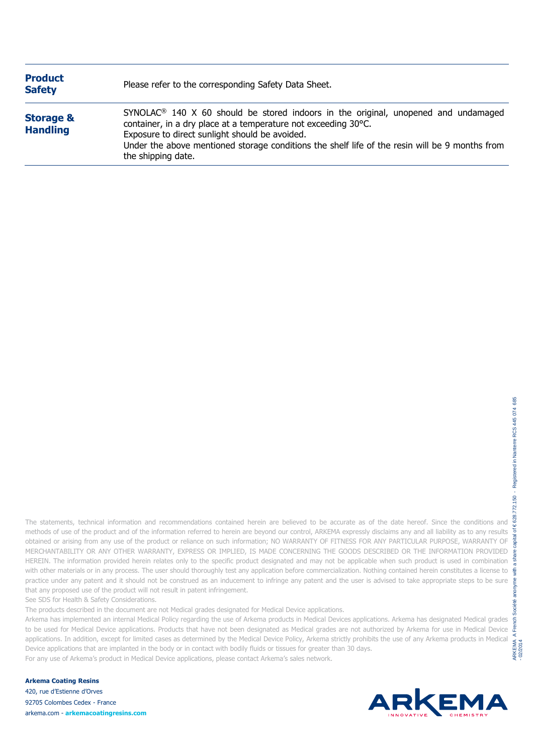| | |
|---|---|
| **Product Safety** | Please refer to the corresponding Safety Data Sheet. |
| **Storage & Handling** | SYNOLAC® 140 X 60 should be stored indoors in the original, unopened and undamaged container, in a dry place at a temperature not exceeding 30°C. Exposure to direct sunlight should be avoided. Under the above mentioned storage conditions the shelf life of the resin will be 9 months from the shipping date. |

The statements, technical information and recommendations contained herein are believed to be accurate as of the date hereof. Since the conditions and methods of use of the product and of the information referred to herein are beyond our control, ARKEMA expressly disclaims any and all liability as to any results obtained or arising from any use of the product or reliance on such information; NO WARRANTY OF FITNESS FOR ANY PARTICULAR PURPOSE, WARRANTY OF MERCHANTABILITY OR ANY OTHER WARRANTY, EXPRESS OR IMPLIED, IS MADE CONCERNING THE GOODS DESCRIBED OR THE INFORMATION PROVIDED HEREIN. The information provided herein relates only to the specific product designated and may not be applicable when such product is used in combination with other materials or in any process. The user should thoroughly test any application before commercialization. Nothing contained herein constitutes a license to practice under any patent and it should not be construed as an inducement to infringe any patent and the user is advised to take appropriate steps to be sure that any proposed use of the product will not result in patent infringement.
See SDS for Health & Safety Considerations.

The products described in the document are not Medical grades designated for Medical Device applications.

Arkema has implemented an internal Medical Policy regarding the use of Arkema products in Medical Devices applications. Arkema has designated Medical grades to be used for Medical Device applications. Products that have not been designated as Medical grades are not authorized by Arkema for use in Medical Device applications. In addition, except for limited cases as determined by the Medical Device Policy, Arkema strictly prohibits the use of any Arkema products in Medical Device applications that are implanted in the body or in contact with bodily fluids or tissues for greater than 30 days.

For any use of Arkema's product in Medical Device applications, please contact Arkema's sales network.

**Arkema Coating Resins**
420, rue d'Estienne d'Orves
92705 Colombes Cedex - France
arkema.com - **arkemacoatingresins.com**

ARKEMA A French Société anonyme with a share capital of € 628.772.150 - Registered in Nanterre RCS 445 074 685 - 02/2014